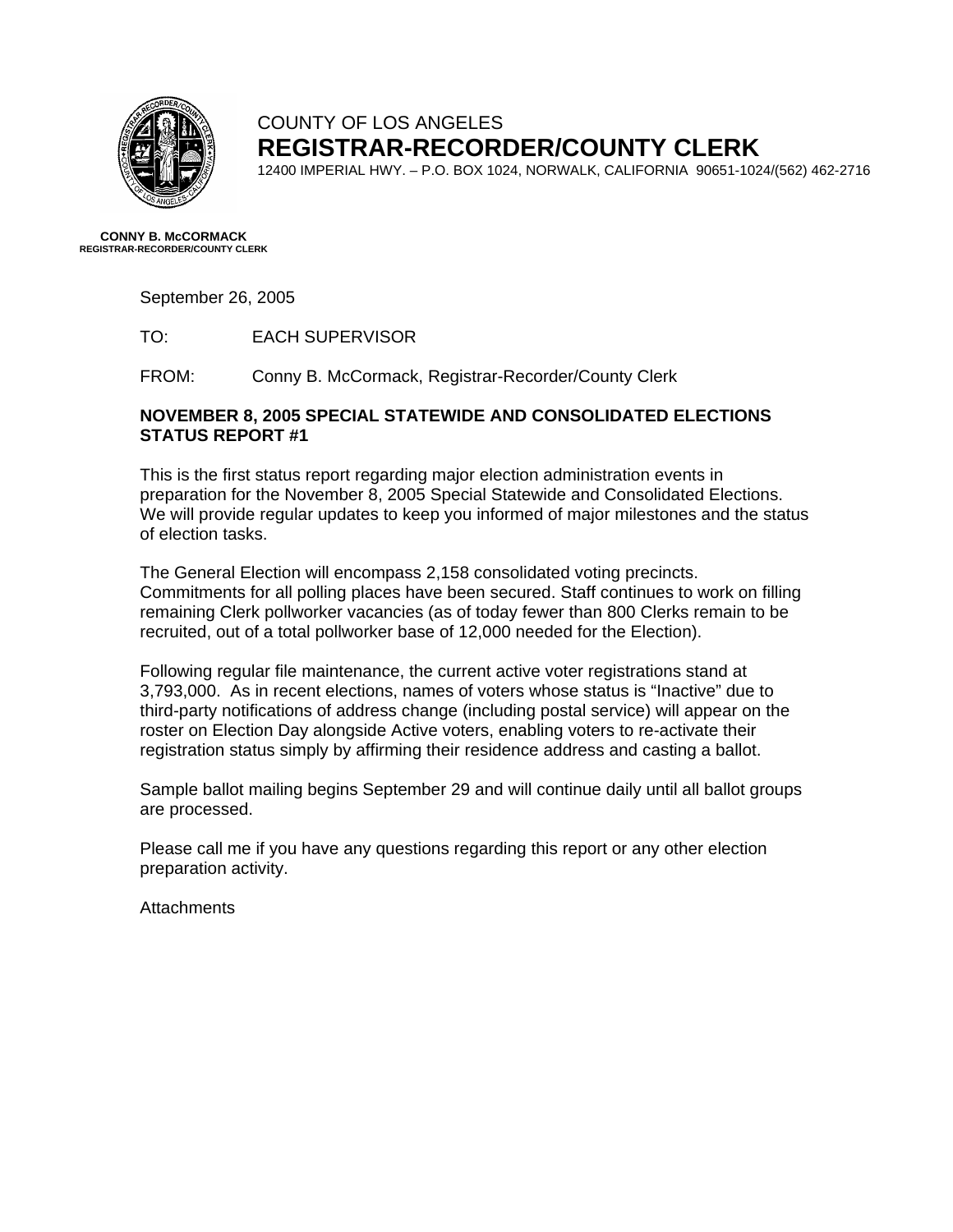COUNTY OF LOS ANGELES

**REGISTRAR-RECORDER/COUNTY CLERK**

12400 IMPERIAL HWY. – P.O. BOX 1024, NORWALK, CALIFORNIA 90651-1024/(562) 462-2716

**CONNY B. McCORMACK**
**REGISTRAR-RECORDER/COUNTY CLERK**

September 26, 2005

TO: EACH SUPERVISOR

FROM: Conny B. McCormack, Registrar-Recorder/County Clerk

**NOVEMBER 8, 2005 SPECIAL STATEWIDE AND CONSOLIDATED ELECTIONS STATUS REPORT #1**

This is the first status report regarding major election administration events in preparation for the November 8, 2005 Special Statewide and Consolidated Elections. We will provide regular updates to keep you informed of major milestones and the status of election tasks.

The General Election will encompass 2,158 consolidated voting precincts. Commitments for all polling places have been secured. Staff continues to work on filling remaining Clerk pollworker vacancies (as of today fewer than 800 Clerks remain to be recruited, out of a total pollworker base of 12,000 needed for the Election).

Following regular file maintenance, the current active voter registrations stand at 3,793,000. As in recent elections, names of voters whose status is "Inactive" due to third-party notifications of address change (including postal service) will appear on the roster on Election Day alongside Active voters, enabling voters to re-activate their registration status simply by affirming their residence address and casting a ballot.

Sample ballot mailing begins September 29 and will continue daily until all ballot groups are processed.

Please call me if you have any questions regarding this report or any other election preparation activity.

Attachments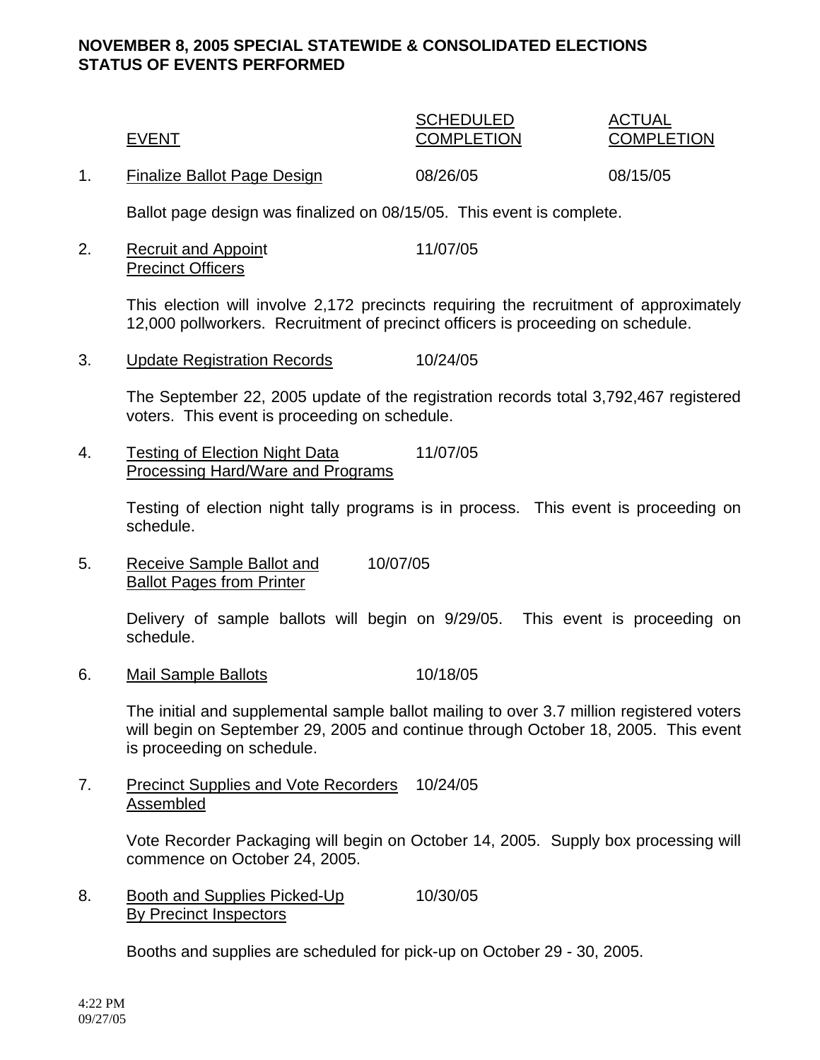**NOVEMBER 8, 2005 SPECIAL STATEWIDE & CONSOLIDATED ELECTIONS**
**STATUS OF EVENTS PERFORMED**

| | EVENT | SCHEDULED COMPLETION | ACTUAL COMPLETION |
|---|---|---|---|
| 1. | Finalize Ballot Page Design | 08/26/05 | 08/15/05 |

Ballot page design was finalized on 08/15/05. This event is complete.

| | | | |
|---|---|---|---|
| 2. | Recruit and Appoint Precinct Officers | 11/07/05 | |

This election will involve 2,172 precincts requiring the recruitment of approximately 12,000 pollworkers. Recruitment of precinct officers is proceeding on schedule.

| | | | |
|---|---|---|---|
| 3. | Update Registration Records | 10/24/05 | |

The September 22, 2005 update of the registration records total 3,792,467 registered voters. This event is proceeding on schedule.

| | | | |
|---|---|---|---|
| 4. | Testing of Election Night Data Processing Hard/Ware and Programs | 11/07/05 | |

Testing of election night tally programs is in process. This event is proceeding on schedule.

| | | | |
|---|---|---|---|
| 5. | Receive Sample Ballot and Ballot Pages from Printer | 10/07/05 | |

Delivery of sample ballots will begin on 9/29/05. This event is proceeding on schedule.

| | | | |
|---|---|---|---|
| 6. | Mail Sample Ballots | 10/18/05 | |

The initial and supplemental sample ballot mailing to over 3.7 million registered voters will begin on September 29, 2005 and continue through October 18, 2005. This event is proceeding on schedule.

| | | | |
|---|---|---|---|
| 7. | Precinct Supplies and Vote Recorders Assembled | 10/24/05 | |

Vote Recorder Packaging will begin on October 14, 2005. Supply box processing will commence on October 24, 2005.

| | | | |
|---|---|---|---|
| 8. | Booth and Supplies Picked-Up By Precinct Inspectors | 10/30/05 | |

Booths and supplies are scheduled for pick-up on October 29 - 30, 2005.

4:22 PM
09/27/05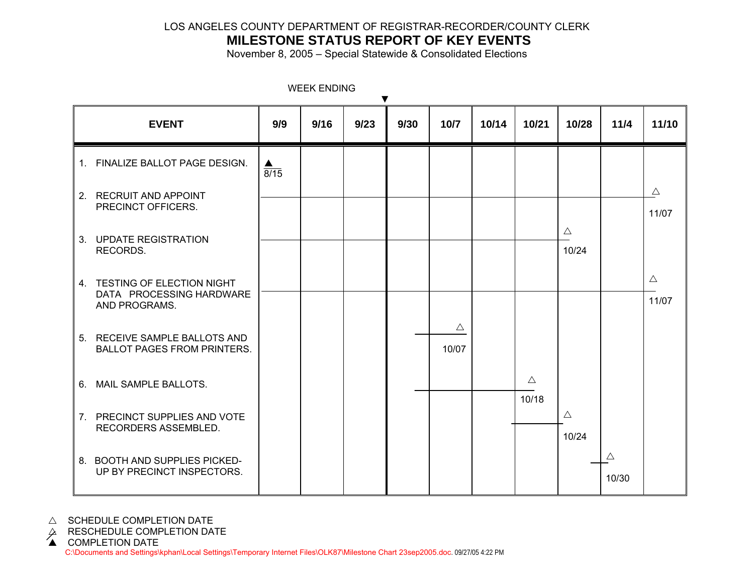LOS ANGELES COUNTY DEPARTMENT OF REGISTRAR-RECORDER/COUNTY CLERK

# MILESTONE STATUS REPORT OF KEY EVENTS

November 8, 2005 – Special Statewide & Consolidated Elections

WEEK ENDING

| EVENT | 9/9 | 9/16 | 9/23 | 9/30 | 10/7 | 10/14 | 10/21 | 10/28 | 11/4 | 11/10 |
|---|---|---|---|---|---|---|---|---|---|---|
| 1. FINALIZE BALLOT PAGE DESIGN. | ▲ 8/15 | | | | | | | | | |
| 2. RECRUIT AND APPOINT PRECINCT OFFICERS. | | | | | | | | | | △ 11/07 |
| 3. UPDATE REGISTRATION RECORDS. | | | | | | | | △ 10/24 | | |
| 4. TESTING OF ELECTION NIGHT DATA PROCESSING HARDWARE AND PROGRAMS. | | | | | | | | | | △ 11/07 |
| 5. RECEIVE SAMPLE BALLOTS AND BALLOT PAGES FROM PRINTERS. | | | | | △ 10/07 | | | | | |
| 6. MAIL SAMPLE BALLOTS. | | | | | | | △ 10/18 | | | |
| 7. PRECINCT SUPPLIES AND VOTE RECORDERS ASSEMBLED. | | | | | | | | △ 10/24 | | |
| 8. BOOTH AND SUPPLIES PICKED-UP BY PRECINCT INSPECTORS. | | | | | | | | | △ 10/30 | |

△ SCHEDULE COMPLETION DATE

△̸ RESCHEDULE COMPLETION DATE

▲ COMPLETION DATE

C:\Documents and Settings\kphan\Local Settings\Temporary Internet Files\OLK87\Milestone Chart 23sep2005.doc. 09/27/05 4:22 PM